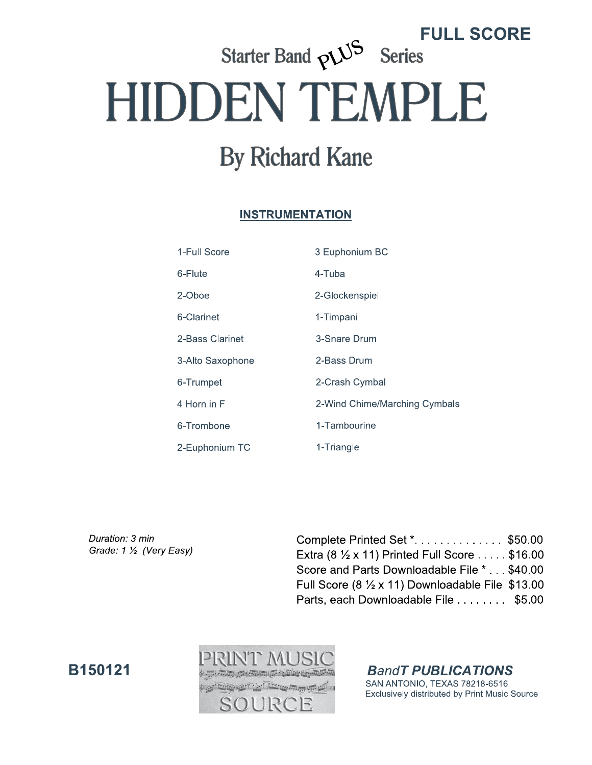**FULL SCORE**

Starter Band PLUS Series

# HIDDEN TEMPLE

## By Richard Kane

**INSTRUMENTATION**

| | |
|---|---|
| 1-Full Score | 3 Euphonium BC |
| 6-Flute | 4-Tuba |
| 2-Oboe | 2-Glockenspiel |
| 6-Clarinet | 1-Timpani |
| 2-Bass Clarinet | 3-Snare Drum |
| 3-Alto Saxophone | 2-Bass Drum |
| 6-Trumpet | 2-Crash Cymbal |
| 4 Horn in F | 2-Wind Chime/Marching Cymbals |
| 6-Trombone | 1-Tambourine |
| 2-Euphonium TC | 1-Triangle |

*Duration: 3 min*
*Grade: 1 ½ (Very Easy)*

Complete Printed Set *. . . . . . . . . . . . . . $50.00
Extra (8 ½ x 11) Printed Full Score . . . . . $16.00
Score and Parts Downloadable File * . . . $40.00
Full Score (8 ½ x 11) Downloadable File $13.00
Parts, each Downloadable File . . . . . . . . $5.00

**B150121**

PRINT MUSIC SOURCE

***BandT PUBLICATIONS***
SAN ANTONIO, TEXAS 78218-6516
Exclusively distributed by Print Music Source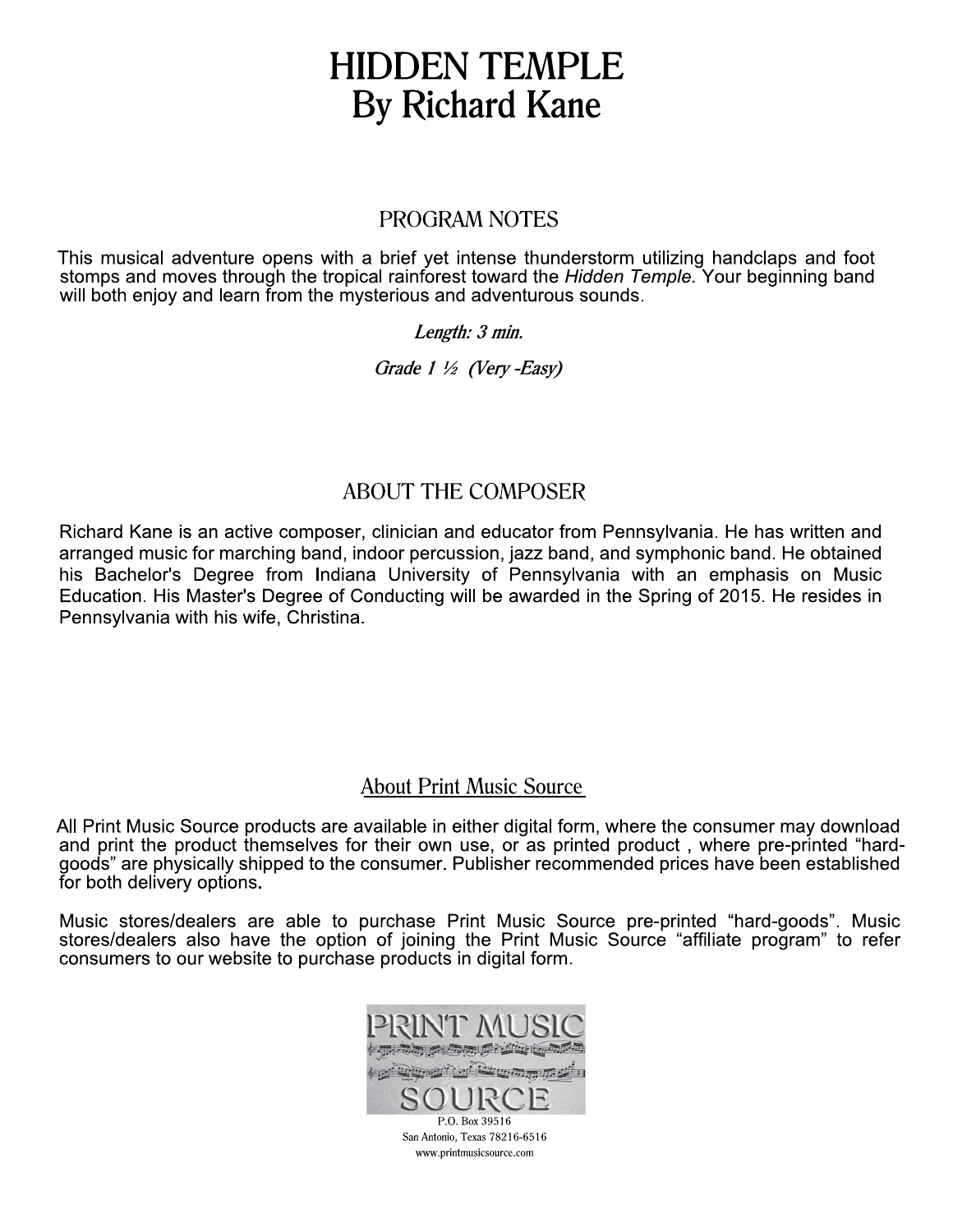# HIDDEN TEMPLE
# By Richard Kane

## PROGRAM NOTES

This musical adventure opens with a brief yet intense thunderstorm utilizing handclaps and foot stomps and moves through the tropical rainforest toward the *Hidden Temple.* Your beginning band will both enjoy and learn from the mysterious and adventurous sounds.

*Length: 3 min.*

*Grade 1 ½ (Very -Easy)*

## ABOUT THE COMPOSER

Richard Kane is an active composer, clinician and educator from Pennsylvania. He has written and arranged music for marching band, indoor percussion, jazz band, and symphonic band. He obtained his Bachelor's Degree from Indiana University of Pennsylvania with an emphasis on Music Education. His Master's Degree of Conducting will be awarded in the Spring of 2015. He resides in Pennsylvania with his wife, Christina.

## About Print Music Source

All Print Music Source products are available in either digital form, where the consumer may download and print the product themselves for their own use, or as printed product , where pre-printed "hard-goods" are physically shipped to the consumer. Publisher recommended prices have been established for both delivery options.

Music stores/dealers are able to purchase Print Music Source pre-printed "hard-goods". Music stores/dealers also have the option of joining the Print Music Source "affiliate program" to refer consumers to our website to purchase products in digital form.

PRINT MUSIC SOURCE

P.O. Box 39516
San Antonio, Texas 78216-6516
www.printmusicsource.com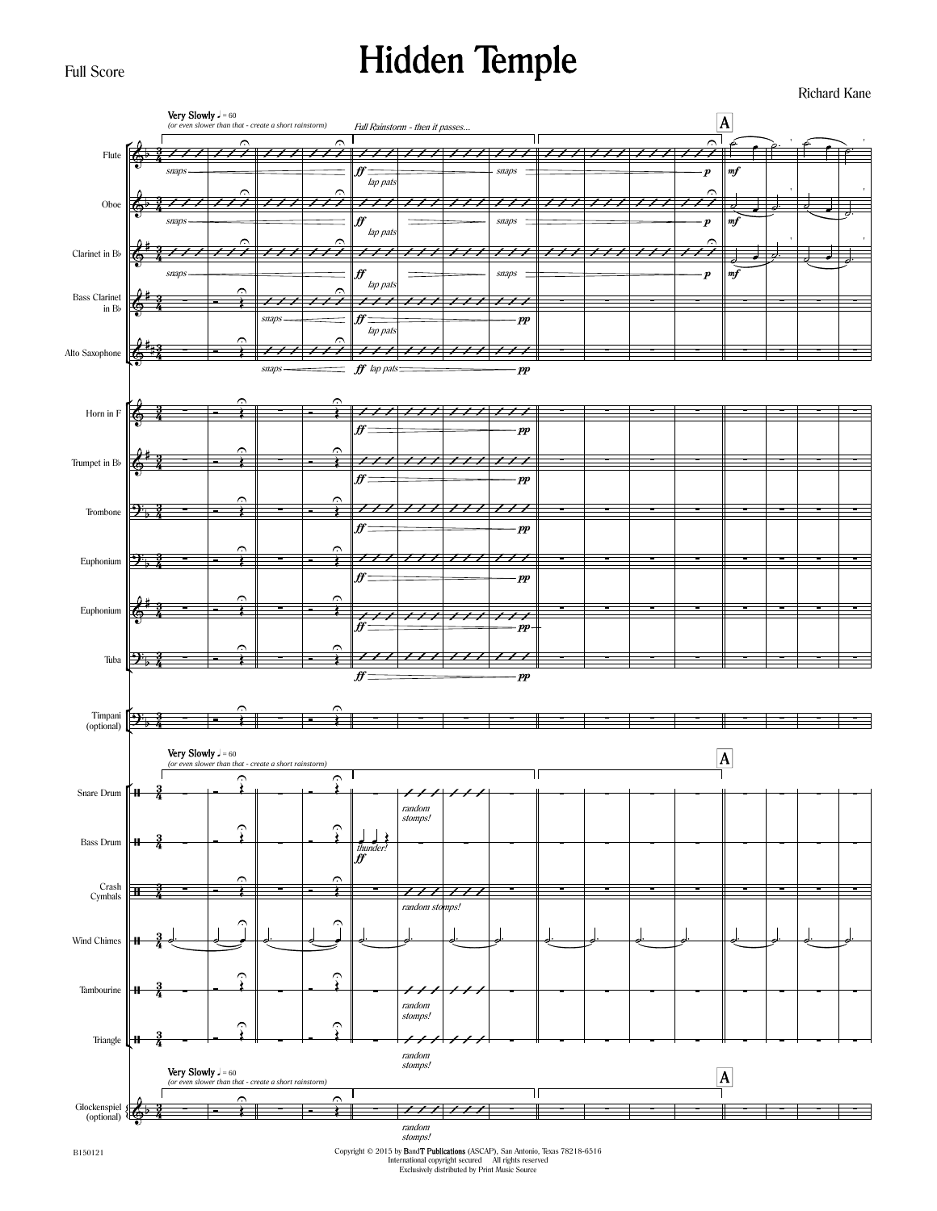Full Score

# Hidden Temple

Richard Kane

Copyright © 2015 by BandT Publications (ASCAP), San Antonio, Texas 78218-6516
International copyright secured All rights reserved
Exclusively distributed by Print Music Source

B150121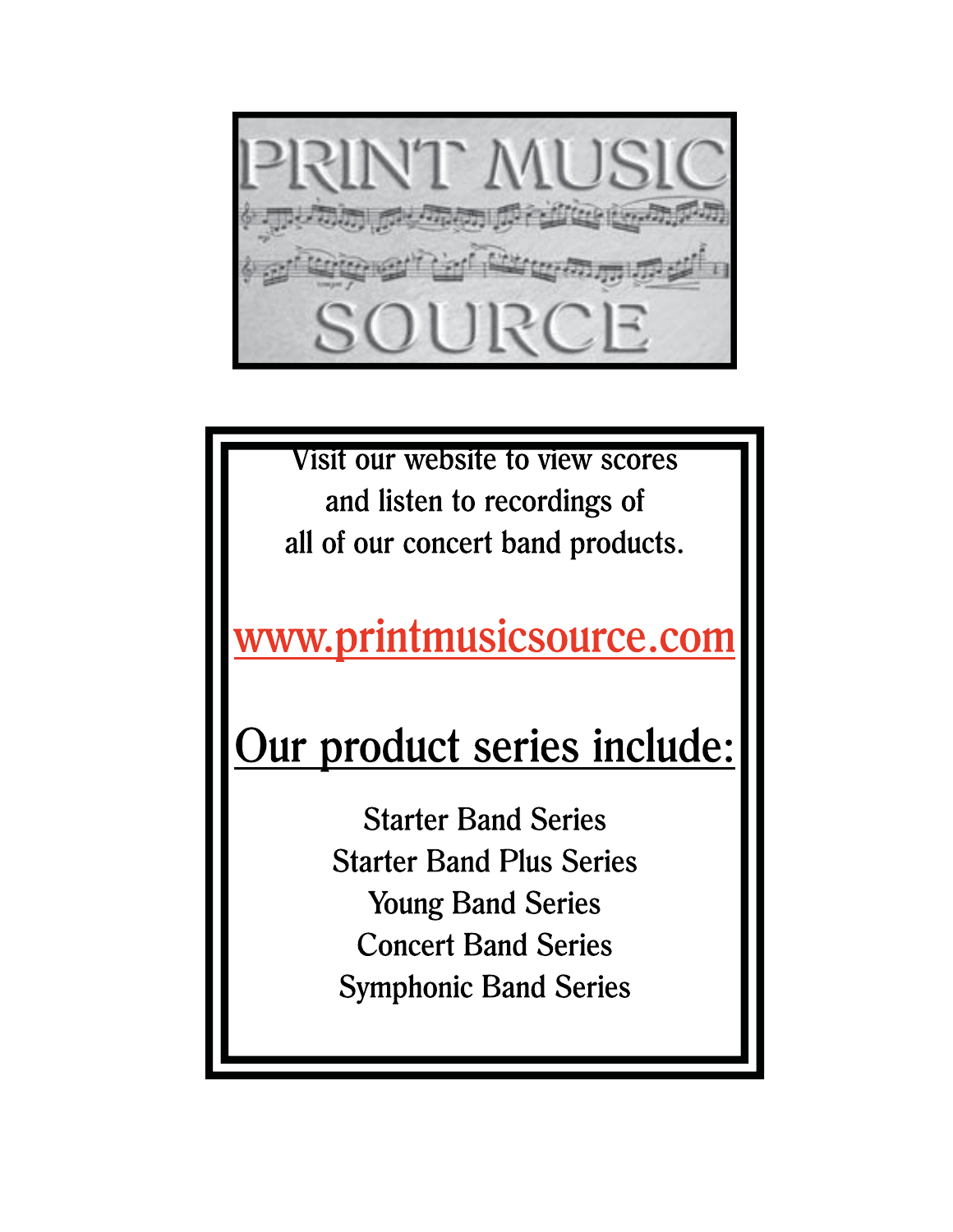PRINT MUSIC SOURCE

Visit our website to view scores
and listen to recordings of
all of our concert band products.

www.printmusicsource.com

## Our product series include:

Starter Band Series
Starter Band Plus Series
Young Band Series
Concert Band Series
Symphonic Band Series